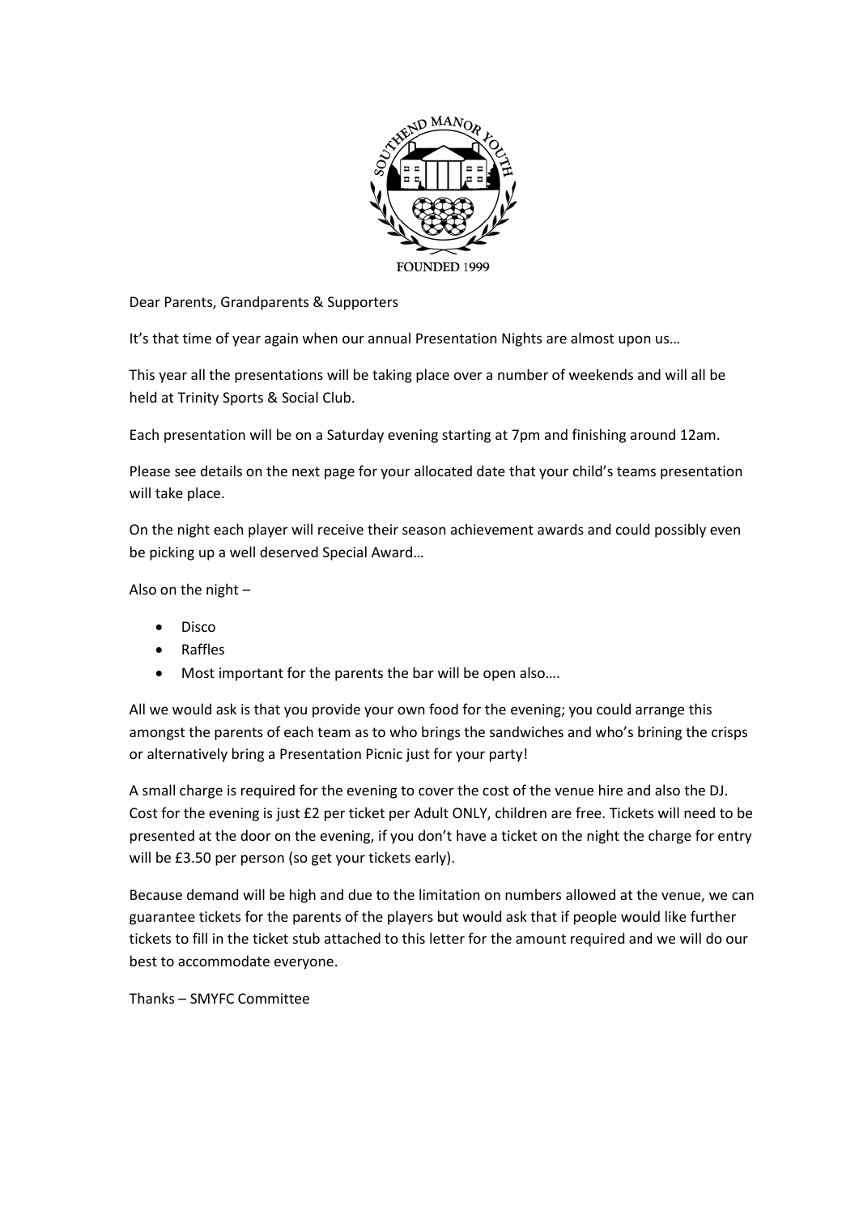Dear Parents, Grandparents & Supporters

It's that time of year again when our annual Presentation Nights are almost upon us…

This year all the presentations will be taking place over a number of weekends and will all be held at Trinity Sports & Social Club.

Each presentation will be on a Saturday evening starting at 7pm and finishing around 12am.

Please see details on the next page for your allocated date that your child's teams presentation will take place.

On the night each player will receive their season achievement awards and could possibly even be picking up a well deserved Special Award…

Also on the night –

- Disco
- Raffles
- Most important for the parents the bar will be open also….

All we would ask is that you provide your own food for the evening; you could arrange this amongst the parents of each team as to who brings the sandwiches and who's brining the crisps or alternatively bring a Presentation Picnic just for your party!

A small charge is required for the evening to cover the cost of the venue hire and also the DJ. Cost for the evening is just £2 per ticket per Adult ONLY, children are free. Tickets will need to be presented at the door on the evening, if you don't have a ticket on the night the charge for entry will be £3.50 per person (so get your tickets early).

Because demand will be high and due to the limitation on numbers allowed at the venue, we can guarantee tickets for the parents of the players but would ask that if people would like further tickets to fill in the ticket stub attached to this letter for the amount required and we will do our best to accommodate everyone.

Thanks – SMYFC Committee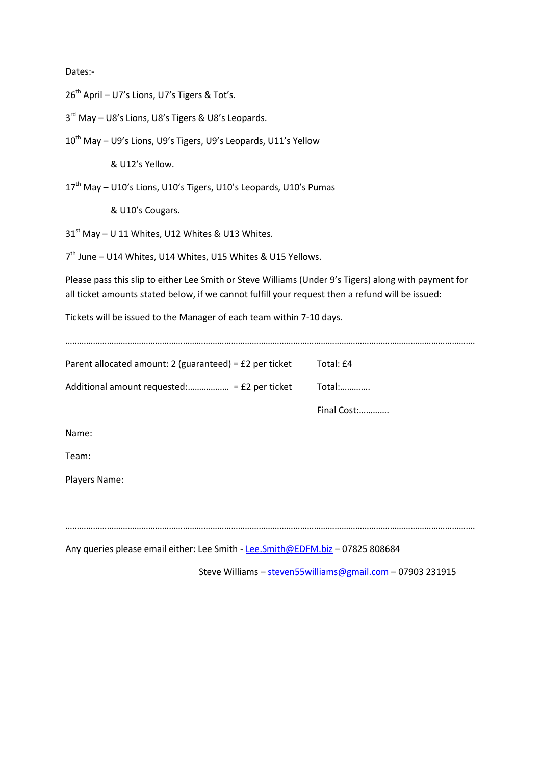Dates:-

26th April – U7's Lions, U7's Tigers & Tot's.

3rd May – U8's Lions, U8's Tigers & U8's Leopards.

10th May – U9's Lions, U9's Tigers, U9's Leopards, U11's Yellow & U12's Yellow.

17th May – U10's Lions, U10's Tigers, U10's Leopards, U10's Pumas & U10's Cougars.

31st May – U 11 Whites, U12 Whites & U13 Whites.

7th June – U14 Whites, U14 Whites, U15 Whites & U15 Yellows.

Please pass this slip to either Lee Smith or Steve Williams (Under 9's Tigers) along with payment for all ticket amounts stated below, if we cannot fulfill your request then a refund will be issued:

Tickets will be issued to the Manager of each team within 7-10 days.

…………………………………………………………………………………………………………………………………………………………

| | |
|---|---|
| Parent allocated amount: 2 (guaranteed) = £2 per ticket | Total: £4 |
| Additional amount requested:……………… = £2 per ticket | Total:…………. |
| | Final Cost:…………. |

Name:

Team:

Players Name:

…………………………………………………………………………………………………………………………………………………………

Any queries please email either: Lee Smith - Lee.Smith@EDFM.biz – 07825 808684

Steve Williams – steven55williams@gmail.com – 07903 231915